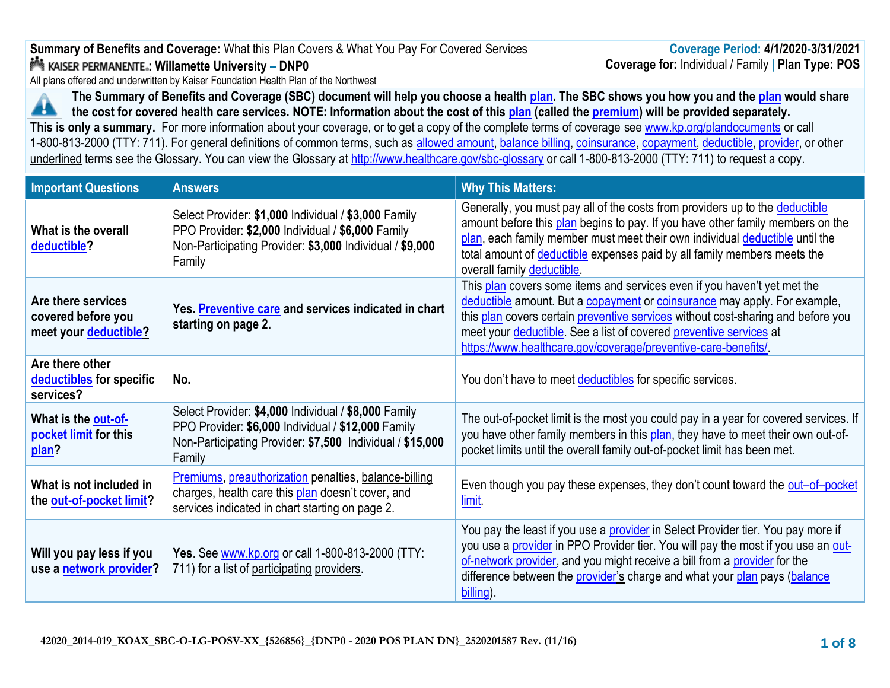**Summary of Benefits and Coverage:** What this Plan Covers & What You Pay For Covered Services

**Coverage Period: 4/1/2020-3/31/2021**

KAISER PERMANENTE®: **Willamette University – DNP0**

**Coverage for:** Individual / Family | **Plan Type: POS**

All plans offered and underwritten by Kaiser Foundation Health Plan of the Northwest

**The Summary of Benefits and Coverage (SBC) document will help you choose a health plan. The SBC shows you how you and the plan would share the cost for covered health care services. NOTE: Information about the cost of this plan (called the premium) will be provided separately.**

**This is only a summary.** For more information about your coverage, or to get a copy of the complete terms of coverage see www.kp.org/plandocuments or call 1-800-813-2000 (TTY: 711). For general definitions of common terms, such as allowed amount, balance billing, coinsurance, copayment, deductible, provider, or other underlined terms see the Glossary. You can view the Glossary at http://www.healthcare.gov/sbc-glossary or call 1-800-813-2000 (TTY: 711) to request a copy.

| Important Questions | Answers | Why This Matters: |
|---|---|---|
| **What is the overall deductible?** | Select Provider: **$1,000** Individual / **$3,000** Family<br>PPO Provider: **$2,000** Individual / **$6,000** Family<br>Non-Participating Provider: **$3,000** Individual / **$9,000** Family | Generally, you must pay all of the costs from providers up to the deductible amount before this plan begins to pay. If you have other family members on the plan, each family member must meet their own individual deductible until the total amount of deductible expenses paid by all family members meets the overall family deductible. |
| **Are there services covered before you meet your deductible?** | **Yes. Preventive care and services indicated in chart starting on page 2.** | This plan covers some items and services even if you haven't yet met the deductible amount. But a copayment or coinsurance may apply. For example, this plan covers certain preventive services without cost-sharing and before you meet your deductible. See a list of covered preventive services at https://www.healthcare.gov/coverage/preventive-care-benefits/. |
| **Are there other deductibles for specific services?** | **No.** | You don't have to meet deductibles for specific services. |
| **What is the out-of-pocket limit for this plan?** | Select Provider: **$4,000** Individual / **$8,000** Family<br>PPO Provider: **$6,000** Individual / **$12,000** Family<br>Non-Participating Provider: **$7,500** Individual / **$15,000** Family | The out-of-pocket limit is the most you could pay in a year for covered services. If you have other family members in this plan, they have to meet their own out-of-pocket limits until the overall family out-of-pocket limit has been met. |
| **What is not included in the out-of-pocket limit?** | Premiums, preauthorization penalties, balance-billing charges, health care this plan doesn't cover, and services indicated in chart starting on page 2. | Even though you pay these expenses, they don't count toward the out–of–pocket limit. |
| **Will you pay less if you use a network provider?** | **Yes**. See www.kp.org or call 1-800-813-2000 (TTY: 711) for a list of participating providers. | You pay the least if you use a provider in Select Provider tier. You pay more if you use a provider in PPO Provider tier. You will pay the most if you use an out-of-network provider, and you might receive a bill from a provider for the difference between the provider's charge and what your plan pays (balance billing). |

42020_2014-019_KOAX_SBC-O-LG-POSV-XX_{526856}_{DNP0 - 2020 POS PLAN DN}_2520201587 Rev. (11/16)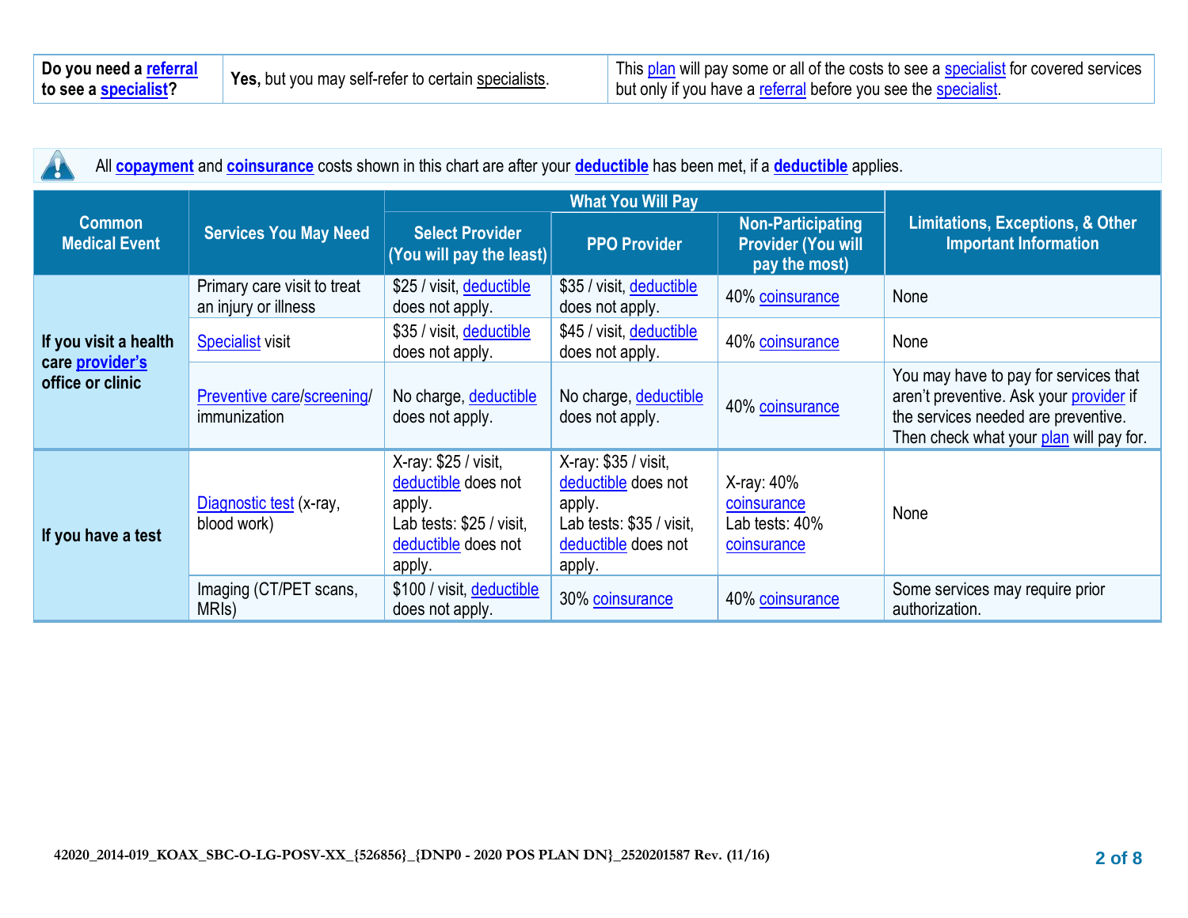| **Do you need a referral to see a specialist?** | **Yes,** but you may self-refer to certain specialists. | This plan will pay some or all of the costs to see a specialist for covered services but only if you have a referral before you see the specialist. |
|---|---|---|

All **copayment** and **coinsurance** costs shown in this chart are after your **deductible** has been met, if a **deductible** applies.

| Common Medical Event | Services You May Need | What You Will Pay | | | Limitations, Exceptions, & Other Important Information |
|---|---|---|---|---|---|
| | | Select Provider (You will pay the least) | PPO Provider | Non-Participating Provider (You will pay the most) | |
| **If you visit a health care provider's office or clinic** | Primary care visit to treat an injury or illness | $25 / visit, deductible does not apply. | $35 / visit, deductible does not apply. | 40% coinsurance | None |
| | Specialist visit | $35 / visit, deductible does not apply. | $45 / visit, deductible does not apply. | 40% coinsurance | None |
| | Preventive care/screening/ immunization | No charge, deductible does not apply. | No charge, deductible does not apply. | 40% coinsurance | You may have to pay for services that aren't preventive. Ask your provider if the services needed are preventive. Then check what your plan will pay for. |
| **If you have a test** | Diagnostic test (x-ray, blood work) | X-ray: $25 / visit, deductible does not apply. Lab tests: $25 / visit, deductible does not apply. | X-ray: $35 / visit, deductible does not apply. Lab tests: $35 / visit, deductible does not apply. | X-ray: 40% coinsurance Lab tests: 40% coinsurance | None |
| | Imaging (CT/PET scans, MRIs) | $100 / visit, deductible does not apply. | 30% coinsurance | 40% coinsurance | Some services may require prior authorization. |

42020_2014-019_KOAX_SBC-O-LG-POSV-XX_{526856}_{DNP0 - 2020 POS PLAN DN}_2520201587 Rev. (11/16)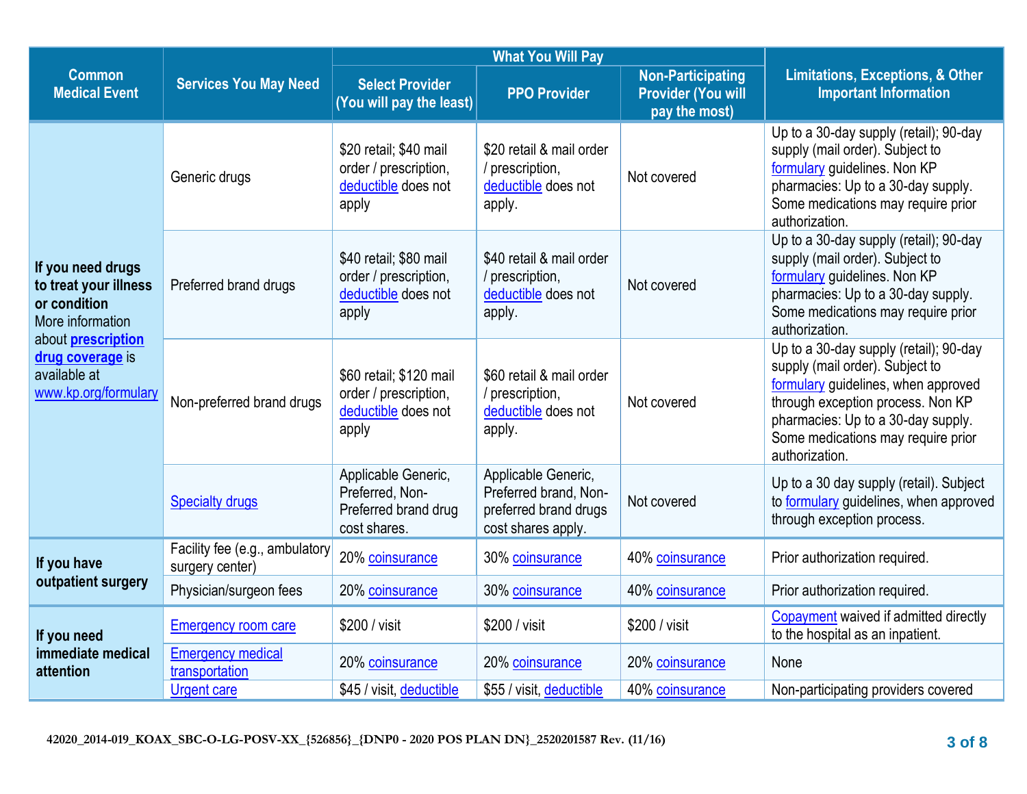| Common Medical Event | Services You May Need | What You Will Pay | | | Limitations, Exceptions, & Other Important Information |
|---|---|---|---|---|---|
| | | Select Provider (You will pay the least) | PPO Provider | Non-Participating Provider (You will pay the most) | |
| **If you need drugs to treat your illness or condition** More information about **prescription drug coverage** is available at www.kp.org/formulary | Generic drugs | $20 retail; $40 mail order / prescription, deductible does not apply | $20 retail & mail order / prescription, deductible does not apply. | Not covered | Up to a 30-day supply (retail); 90-day supply (mail order). Subject to formulary guidelines. Non KP pharmacies: Up to a 30-day supply. Some medications may require prior authorization. |
| | Preferred brand drugs | $40 retail; $80 mail order / prescription, deductible does not apply | $40 retail & mail order / prescription, deductible does not apply. | Not covered | Up to a 30-day supply (retail); 90-day supply (mail order). Subject to formulary guidelines. Non KP pharmacies: Up to a 30-day supply. Some medications may require prior authorization. |
| | Non-preferred brand drugs | $60 retail; $120 mail order / prescription, deductible does not apply | $60 retail & mail order / prescription, deductible does not apply. | Not covered | Up to a 30-day supply (retail); 90-day supply (mail order). Subject to formulary guidelines, when approved through exception process. Non KP pharmacies: Up to a 30-day supply. Some medications may require prior authorization. |
| | Specialty drugs | Applicable Generic, Preferred, Non-Preferred brand drug cost shares. | Applicable Generic, Preferred brand, Non-preferred brand drugs cost shares apply. | Not covered | Up to a 30 day supply (retail). Subject to formulary guidelines, when approved through exception process. |
| **If you have outpatient surgery** | Facility fee (e.g., ambulatory surgery center) | 20% coinsurance | 30% coinsurance | 40% coinsurance | Prior authorization required. |
| | Physician/surgeon fees | 20% coinsurance | 30% coinsurance | 40% coinsurance | Prior authorization required. |
| **If you need immediate medical attention** | Emergency room care | $200 / visit | $200 / visit | $200 / visit | Copayment waived if admitted directly to the hospital as an inpatient. |
| | Emergency medical transportation | 20% coinsurance | 20% coinsurance | 20% coinsurance | None |
| | Urgent care | $45 / visit, deductible | $55 / visit, deductible | 40% coinsurance | Non-participating providers covered |

42020_2014-019_KOAX_SBC-O-LG-POSV-XX_{526856}_{DNP0 - 2020 POS PLAN DN}_2520201587 Rev. (11/16)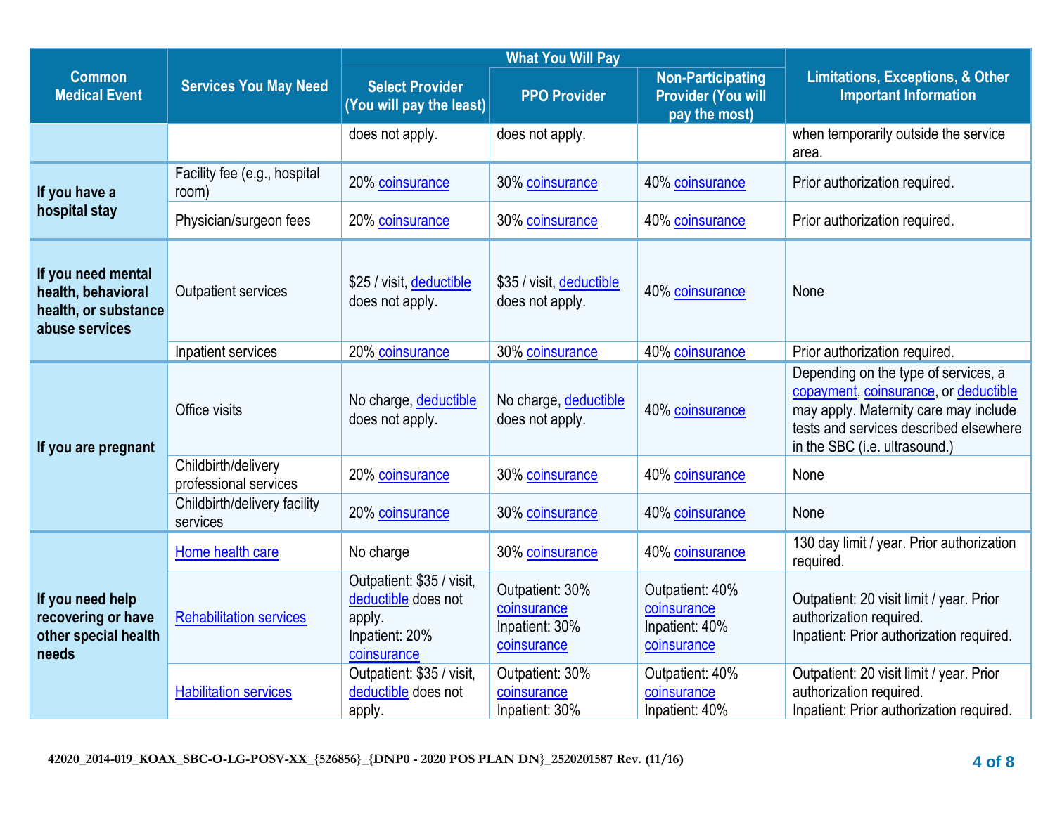| Common Medical Event | Services You May Need | What You Will Pay | | | Limitations, Exceptions, & Other Important Information |
|---|---|---|---|---|---|
| | | Select Provider (You will pay the least) | PPO Provider | Non-Participating Provider (You will pay the most) | |
| | | does not apply. | does not apply. | | when temporarily outside the service area. |
| If you have a hospital stay | Facility fee (e.g., hospital room) | 20% coinsurance | 30% coinsurance | 40% coinsurance | Prior authorization required. |
| | Physician/surgeon fees | 20% coinsurance | 30% coinsurance | 40% coinsurance | Prior authorization required. |
| If you need mental health, behavioral health, or substance abuse services | Outpatient services | $25 / visit, deductible does not apply. | $35 / visit, deductible does not apply. | 40% coinsurance | None |
| | Inpatient services | 20% coinsurance | 30% coinsurance | 40% coinsurance | Prior authorization required. |
| If you are pregnant | Office visits | No charge, deductible does not apply. | No charge, deductible does not apply. | 40% coinsurance | Depending on the type of services, a copayment, coinsurance, or deductible may apply. Maternity care may include tests and services described elsewhere in the SBC (i.e. ultrasound.) |
| | Childbirth/delivery professional services | 20% coinsurance | 30% coinsurance | 40% coinsurance | None |
| | Childbirth/delivery facility services | 20% coinsurance | 30% coinsurance | 40% coinsurance | None |
| If you need help recovering or have other special health needs | Home health care | No charge | 30% coinsurance | 40% coinsurance | 130 day limit / year. Prior authorization required. |
| | Rehabilitation services | Outpatient: $35 / visit, deductible does not apply.<br>Inpatient: 20% coinsurance | Outpatient: 30% coinsurance<br>Inpatient: 30% coinsurance | Outpatient: 40% coinsurance<br>Inpatient: 40% coinsurance | Outpatient: 20 visit limit / year. Prior authorization required.<br>Inpatient: Prior authorization required. |
| | Habilitation services | Outpatient: $35 / visit, deductible does not apply. | Outpatient: 30% coinsurance<br>Inpatient: 30% | Outpatient: 40% coinsurance<br>Inpatient: 40% | Outpatient: 20 visit limit / year. Prior authorization required.<br>Inpatient: Prior authorization required. |

42020_2014-019_KOAX_SBC-O-LG-POSV-XX_{526856}_{DNP0 - 2020 POS PLAN DN}_2520201587 Rev. (11/16)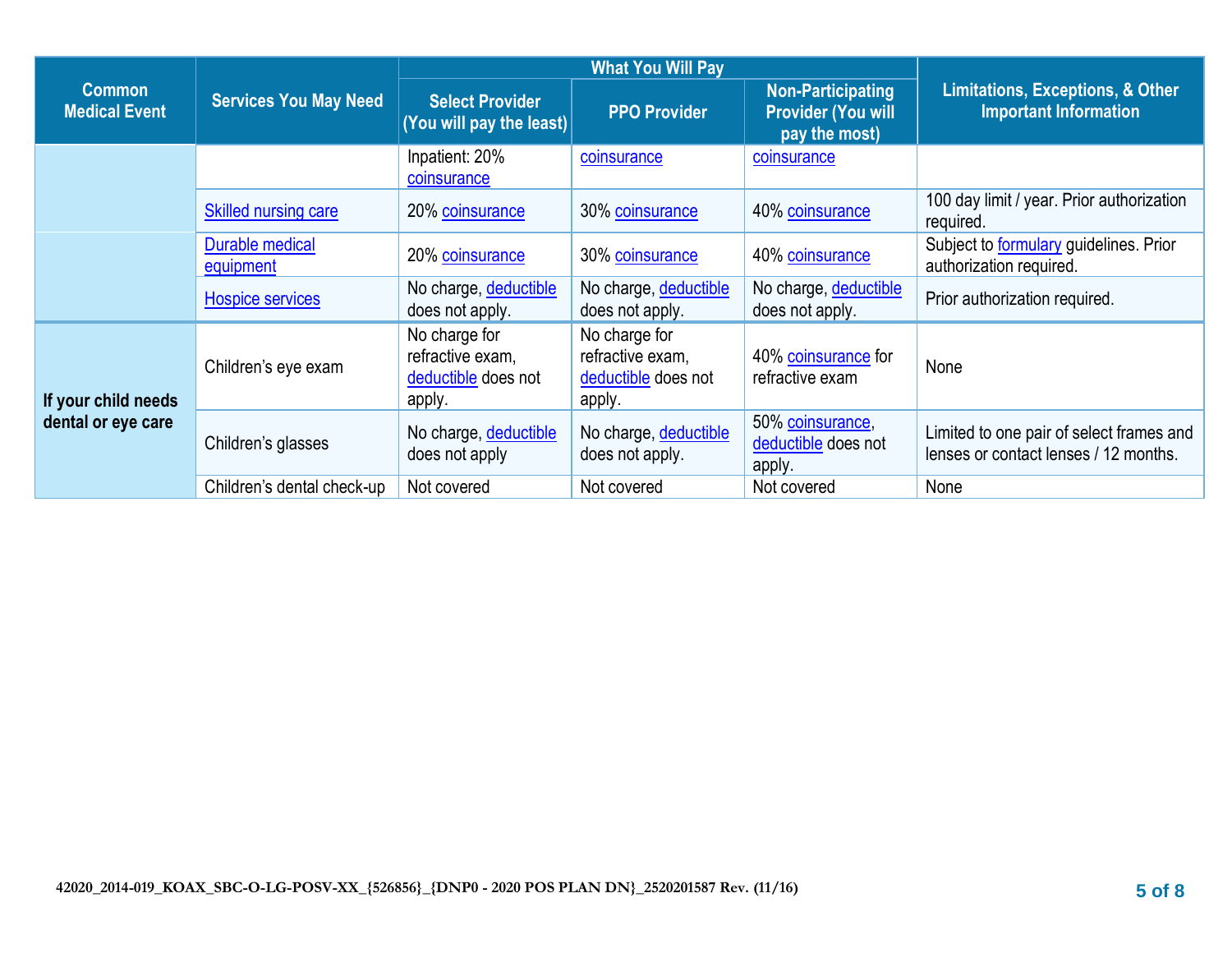| Common Medical Event | Services You May Need | What You Will Pay | | | Limitations, Exceptions, & Other Important Information |
|---|---|---|---|---|---|
| | | Select Provider (You will pay the least) | PPO Provider | Non-Participating Provider (You will pay the most) | |
| | | Inpatient: 20% coinsurance | coinsurance | coinsurance | |
| | Skilled nursing care | 20% coinsurance | 30% coinsurance | 40% coinsurance | 100 day limit / year. Prior authorization required. |
| | Durable medical equipment | 20% coinsurance | 30% coinsurance | 40% coinsurance | Subject to formulary guidelines. Prior authorization required. |
| | Hospice services | No charge, deductible does not apply. | No charge, deductible does not apply. | No charge, deductible does not apply. | Prior authorization required. |
| **If your child needs dental or eye care** | Children's eye exam | No charge for refractive exam, deductible does not apply. | No charge for refractive exam, deductible does not apply. | 40% coinsurance for refractive exam | None |
| | Children's glasses | No charge, deductible does not apply | No charge, deductible does not apply. | 50% coinsurance, deductible does not apply. | Limited to one pair of select frames and lenses or contact lenses / 12 months. |
| | Children's dental check-up | Not covered | Not covered | Not covered | None |

42020_2014-019_KOAX_SBC-O-LG-POSV-XX_{526856}_{DNP0 - 2020 POS PLAN DN}_2520201587 Rev. (11/16)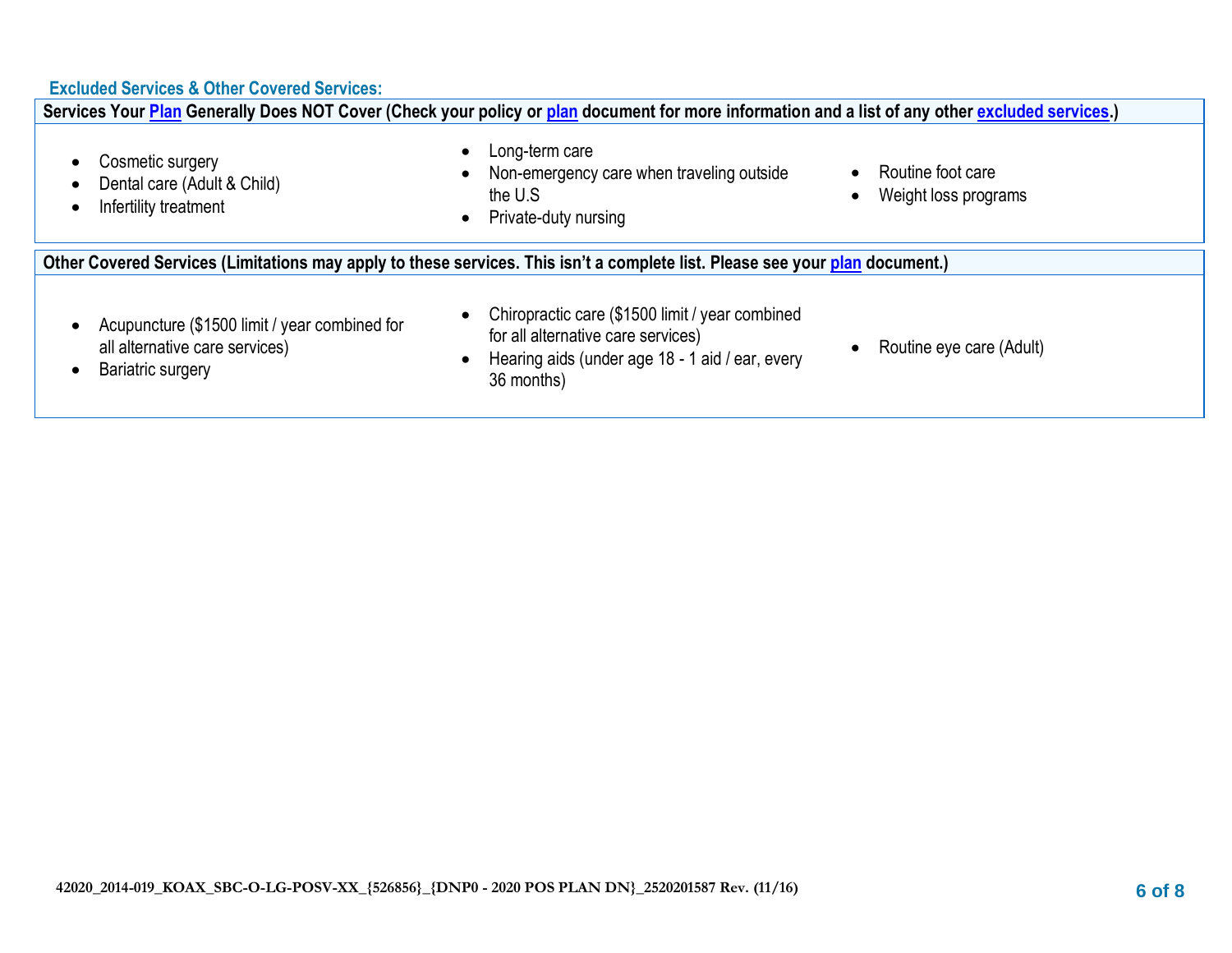### Excluded Services & Other Covered Services:

**Services Your Plan Generally Does NOT Cover (Check your policy or plan document for more information and a list of any other excluded services.)**

- Cosmetic surgery
- Dental care (Adult & Child)
- Infertility treatment
- Long-term care
- Non-emergency care when traveling outside the U.S
- Private-duty nursing
- Routine foot care
- Weight loss programs

**Other Covered Services (Limitations may apply to these services. This isn't a complete list. Please see your plan document.)**

- Acupuncture ($1500 limit / year combined for all alternative care services)
- Bariatric surgery
- Chiropractic care ($1500 limit / year combined for all alternative care services)
- Hearing aids (under age 18 - 1 aid / ear, every 36 months)
- Routine eye care (Adult)

42020_2014-019_KOAX_SBC-O-LG-POSV-XX_{526856}_{DNP0 - 2020 POS PLAN DN}_2520201587 Rev. (11/16)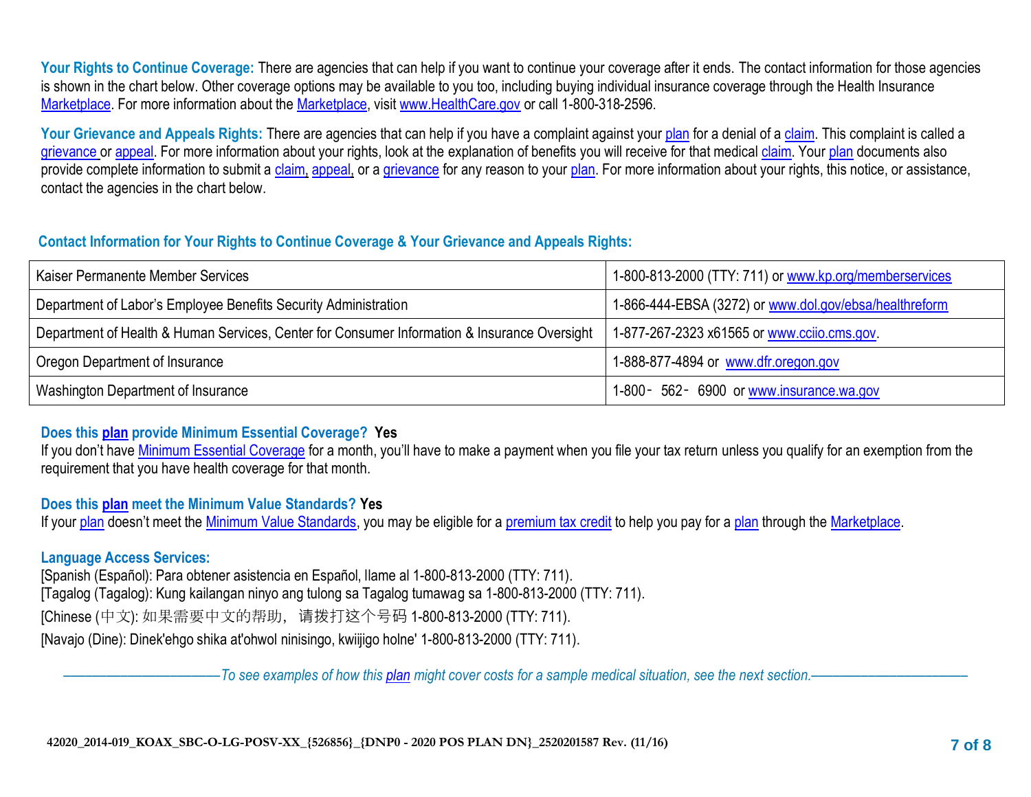**Your Rights to Continue Coverage:** There are agencies that can help if you want to continue your coverage after it ends. The contact information for those agencies is shown in the chart below. Other coverage options may be available to you too, including buying individual insurance coverage through the Health Insurance Marketplace. For more information about the Marketplace, visit www.HealthCare.gov or call 1-800-318-2596.

**Your Grievance and Appeals Rights:** There are agencies that can help if you have a complaint against your plan for a denial of a claim. This complaint is called a grievance or appeal. For more information about your rights, look at the explanation of benefits you will receive for that medical claim. Your plan documents also provide complete information to submit a claim, appeal, or a grievance for any reason to your plan. For more information about your rights, this notice, or assistance, contact the agencies in the chart below.

**Contact Information for Your Rights to Continue Coverage & Your Grievance and Appeals Rights:**

| | |
|---|---|
| Kaiser Permanente Member Services | 1-800-813-2000 (TTY: 711) or www.kp.org/memberservices |
| Department of Labor's Employee Benefits Security Administration | 1-866-444-EBSA (3272) or www.dol.gov/ebsa/healthreform |
| Department of Health & Human Services, Center for Consumer Information & Insurance Oversight | 1-877-267-2323 x61565 or www.cciio.cms.gov. |
| Oregon Department of Insurance | 1-888-877-4894 or www.dfr.oregon.gov |
| Washington Department of Insurance | 1-800‐562‐6900 or www.insurance.wa.gov |

**Does this plan provide Minimum Essential Coverage? Yes**

If you don't have Minimum Essential Coverage for a month, you'll have to make a payment when you file your tax return unless you qualify for an exemption from the requirement that you have health coverage for that month.

**Does this plan meet the Minimum Value Standards? Yes**

If your plan doesn't meet the Minimum Value Standards, you may be eligible for a premium tax credit to help you pay for a plan through the Marketplace.

**Language Access Services:**

[Spanish (Español): Para obtener asistencia en Español, llame al 1-800-813-2000 (TTY: 711).

[Tagalog (Tagalog): Kung kailangan ninyo ang tulong sa Tagalog tumawag sa 1-800-813-2000 (TTY: 711).

[Chinese (中文): 如果需要中文的帮助，请拨打这个号码 1-800-813-2000 (TTY: 711).

[Navajo (Dine): Dinek'ehgo shika at'ohwol ninisingo, kwiijigo holne' 1-800-813-2000 (TTY: 711).

*——————————————To see examples of how this plan might cover costs for a sample medical situation, see the next section.——————————————*

42020_2014-019_KOAX_SBC-O-LG-POSV-XX_{526856}_{DNP0 - 2020 POS PLAN DN}_2520201587 Rev. (11/16)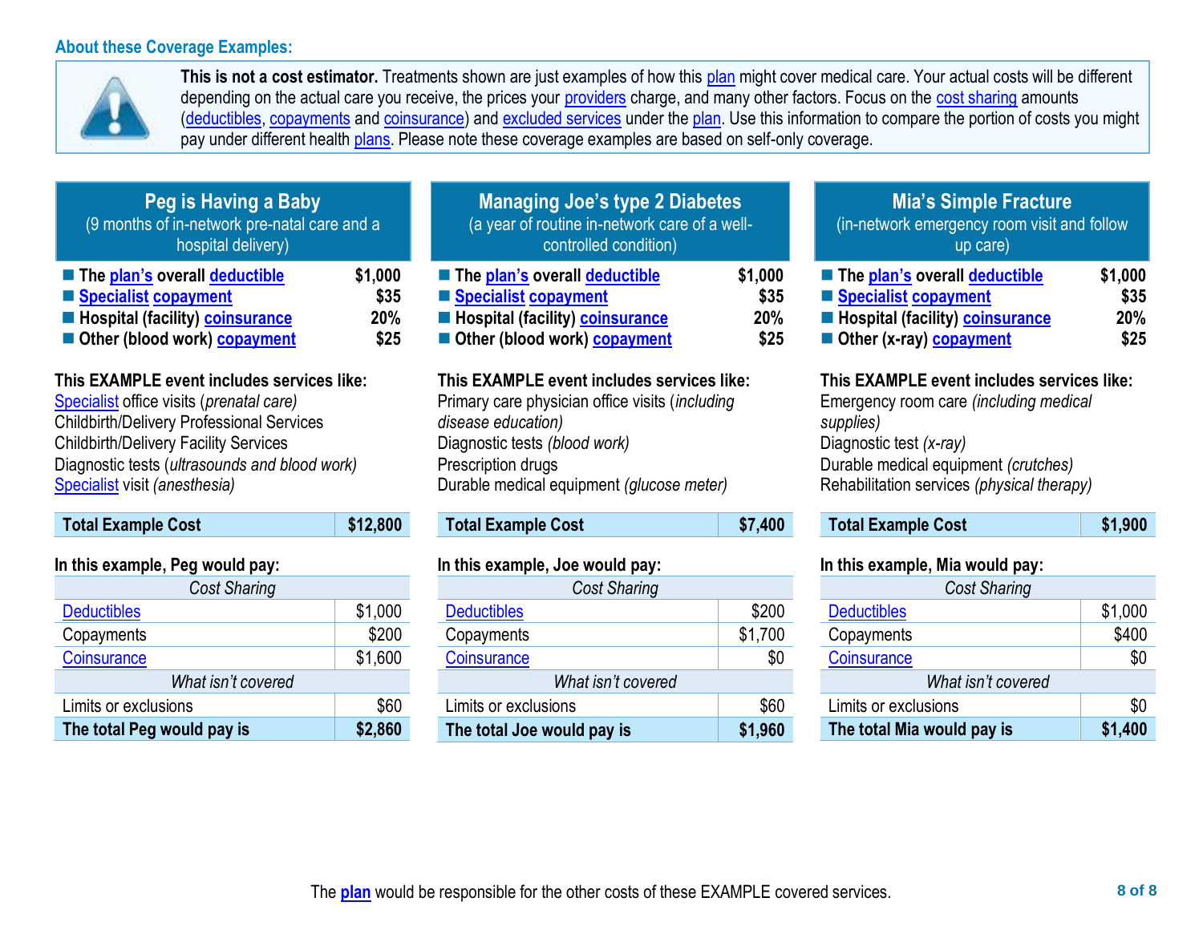## About these Coverage Examples:

**This is not a cost estimator.** Treatments shown are just examples of how this plan might cover medical care. Your actual costs will be different depending on the actual care you receive, the prices your providers charge, and many other factors. Focus on the cost sharing amounts (deductibles, copayments and coinsurance) and excluded services under the plan. Use this information to compare the portion of costs you might pay under different health plans. Please note these coverage examples are based on self-only coverage.

### Peg is Having a Baby
(9 months of in-network pre-natal care and a hospital delivery)

- **The plan's overall deductible** **$1,000**
- **Specialist copayment** **$35**
- **Hospital (facility) coinsurance** **20%**
- **Other (blood work) copayment** **$25**

**This EXAMPLE event includes services like:**
Specialist office visits (*prenatal care)*
Childbirth/Delivery Professional Services
Childbirth/Delivery Facility Services
Diagnostic tests (*ultrasounds and blood work)*
Specialist visit *(anesthesia)*

| **Total Example Cost** | **$12,800** |
|---|---|

**In this example, Peg would pay:**

| *Cost Sharing* | |
|---|---|
| Deductibles | $1,000 |
| Copayments | $200 |
| Coinsurance | $1,600 |
| *What isn't covered* | |
| Limits or exclusions | $60 |
| **The total Peg would pay is** | **$2,860** |

### Managing Joe's type 2 Diabetes
(a year of routine in-network care of a well-controlled condition)

- **The plan's overall deductible** **$1,000**
- **Specialist copayment** **$35**
- **Hospital (facility) coinsurance** **20%**
- **Other (blood work) copayment** **$25**

**This EXAMPLE event includes services like:**
Primary care physician office visits (*including disease education)*
Diagnostic tests *(blood work)*
Prescription drugs
Durable medical equipment *(glucose meter)*

| **Total Example Cost** | **$7,400** |
|---|---|

**In this example, Joe would pay:**

| *Cost Sharing* | |
|---|---|
| Deductibles | $200 |
| Copayments | $1,700 |
| Coinsurance | $0 |
| *What isn't covered* | |
| Limits or exclusions | $60 |
| **The total Joe would pay is** | **$1,960** |

### Mia's Simple Fracture
(in-network emergency room visit and follow up care)

- **The plan's overall deductible** **$1,000**
- **Specialist copayment** **$35**
- **Hospital (facility) coinsurance** **20%**
- **Other (x-ray) copayment** **$25**

**This EXAMPLE event includes services like:**
Emergency room care *(including medical supplies)*
Diagnostic test *(x-ray)*
Durable medical equipment *(crutches)*
Rehabilitation services *(physical therapy)*

| **Total Example Cost** | **$1,900** |
|---|---|

**In this example, Mia would pay:**

| *Cost Sharing* | |
|---|---|
| Deductibles | $1,000 |
| Copayments | $400 |
| Coinsurance | $0 |
| *What isn't covered* | |
| Limits or exclusions | $0 |
| **The total Mia would pay is** | **$1,400** |

The **plan** would be responsible for the other costs of these EXAMPLE covered services.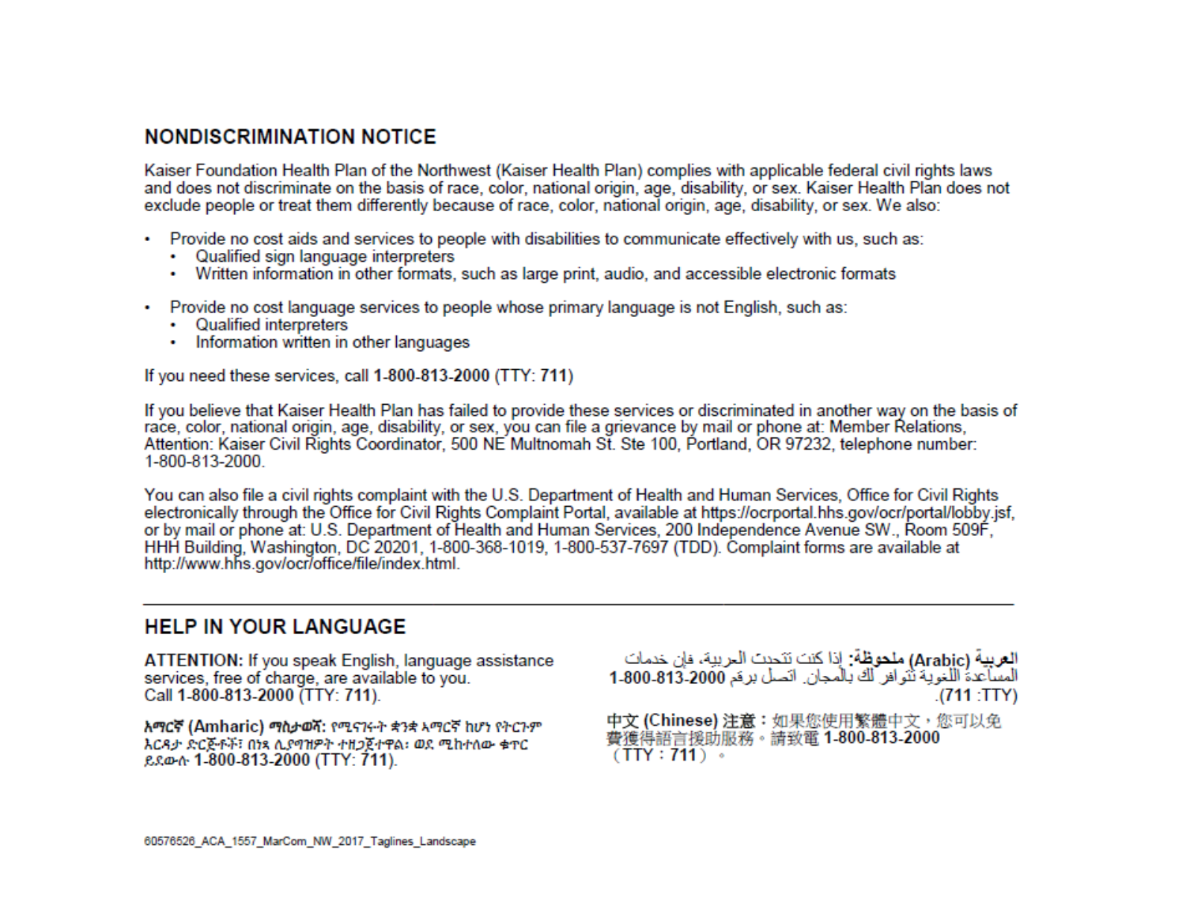## NONDISCRIMINATION NOTICE

Kaiser Foundation Health Plan of the Northwest (Kaiser Health Plan) complies with applicable federal civil rights laws and does not discriminate on the basis of race, color, national origin, age, disability, or sex. Kaiser Health Plan does not exclude people or treat them differently because of race, color, national origin, age, disability, or sex. We also:

- Provide no cost aids and services to people with disabilities to communicate effectively with us, such as:
  - Qualified sign language interpreters
  - Written information in other formats, such as large print, audio, and accessible electronic formats
- Provide no cost language services to people whose primary language is not English, such as:
  - Qualified interpreters
  - Information written in other languages

If you need these services, call **1-800-813-2000** (TTY: **711**)

If you believe that Kaiser Health Plan has failed to provide these services or discriminated in another way on the basis of race, color, national origin, age, disability, or sex, you can file a grievance by mail or phone at: Member Relations, Attention: Kaiser Civil Rights Coordinator, 500 NE Multnomah St. Ste 100, Portland, OR 97232, telephone number: 1-800-813-2000.

You can also file a civil rights complaint with the U.S. Department of Health and Human Services, Office for Civil Rights electronically through the Office for Civil Rights Complaint Portal, available at https://ocrportal.hhs.gov/ocr/portal/lobby.jsf, or by mail or phone at: U.S. Department of Health and Human Services, 200 Independence Avenue SW., Room 509F, HHH Building, Washington, DC 20201, 1-800-368-1019, 1-800-537-7697 (TDD). Complaint forms are available at http://www.hhs.gov/ocr/office/file/index.html.

---

## HELP IN YOUR LANGUAGE

**ATTENTION:** If you speak English, language assistance services, free of charge, are available to you. Call **1-800-813-2000** (TTY: **711**).

**አማርኛ (Amharic) ማስታወሻ:** የሚናገሩት ቋንቋ አማርኛ ከሆነ የትርጉም እርዳታ ድርጅቶች፣ በነጻ ሊያግዝዎት ተዘጋጀተዋል፡ ወደ ሚከተለው ቁጥር ይደውሉ **1-800-813-2000** (TTY: **711**).

**العربية (Arabic) ملحوظة:** إذا كنت تتحدث العربية، فإن خدمات المساعدة اللغوية تتوافر لك بالمجان. اتصل برقم **1-800-813-2000** (TTY: **711**).

**中文 (Chinese) 注意：**如果您使用繁體中文，您可以免費獲得語言援助服務。請致電 **1-800-813-2000**（TTY：**711**）。

60576526_ACA_1557_MarCom_NW_2017_Taglines_Landscape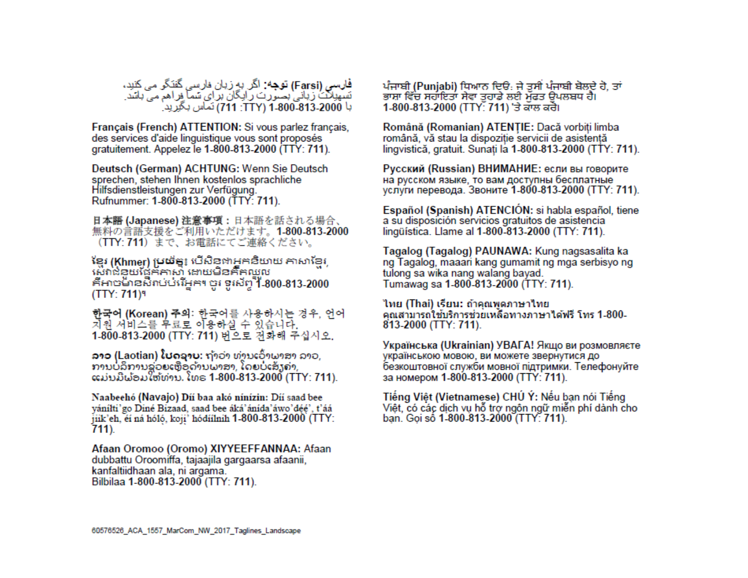**فارسی (Farsi) توجه:** اگر به زبان فارسی گفتگو می کنید، تسهیلات زبانی بصورت رایگان برای شما فراهم می باشد. با **1-800-813-2000 (TTY: 711)** تماس بگیرید.

**Français (French) ATTENTION:** Si vous parlez français, des services d'aide linguistique vous sont proposés gratuitement. Appelez le **1-800-813-2000** (**TTY: 711**).

**Deutsch (German) ACHTUNG:** Wenn Sie Deutsch sprechen, stehen Ihnen kostenlos sprachliche Hilfsdienstleistungen zur Verfügung. Rufnummer: **1-800-813-2000** (**TTY: 711**).

**日本語 (Japanese) 注意事項：** 日本語を話される場合、無料の言語支援をご利用いただけます。**1-800-813-2000**（**TTY: 711**）まで、お電話にてご連絡ください。

**ខ្មែរ (Khmer) ប្រយ័ត្ន៖** បើសិនជាអ្នកនិយាយ ភាសាខ្មែរ, សេវាជំនួយផ្នែកភាសា ដោយមិនគិតឈ្នួល គឺអាចមានសំរាប់បំរើអ្នក។ ចូរ ទូរស័ព្ទ **1-800-813-2000** (**TTY: 711**)។

**한국어 (Korean) 주의:** 한국어를 사용하시는 경우, 언어 지원 서비스를 무료로 이용하실 수 있습니다. **1-800-813-2000** (**TTY: 711**) 번으로 전화해 주십시오.

**ລາວ (Laotian) ໂປດຊາບ:** ຖ້າວ່າ ທ່ານເວົ້າພາສາ ລາວ, ການບໍລິການຊ່ວຍເຫຼືອດ້ານພາສາ, ໂດຍບໍ່ເສັຽຄ່າ, ແມ່ນມີພ້ອມໃຫ້ທ່ານ. ໂທຣ **1-800-813-2000** (**TTY: 711**).

**Naabeehó (Navajo) Díí baa akó nínízin:** Díí saad bee yáníłti'go Diné Bizaad, saad bee áká'ánída'áwo'déé', t'áá jiik'eh, éí ná hóló, koji' hódíílnih **1-800-813-2000** (**TTY: 711**).

**Afaan Oromoo (Oromo) XIYYEEFFANNAA:** Afaan dubbattu Oroomiffa, tajaajila gargaarsa afaanii, kanfaltiidhaan ala, ni argama. Bilbilaa **1-800-813-2000** (**TTY: 711**).

**ਪੰਜਾਬੀ (Punjabi) ਧਿਆਨ ਦਿਓ:** ਜੇ ਤੁਸੀਂ ਪੰਜਾਬੀ ਬੋਲਦੇ ਹੋ, ਤਾਂ ਭਾਸ਼ਾ ਵਿੱਚ ਸਹਾਇਤਾ ਸੇਵਾ ਤੁਹਾਡੇ ਲਈ ਮੁਫਤ ਉਪਲਬਧ ਹੈ। **1-800-813-2000** (**TTY: 711**) 'ਤੇ ਕਾਲ ਕਰੋ।

**Română (Romanian) ATENȚIE:** Dacă vorbiți limba română, vă stau la dispoziție servicii de asistență lingvistică, gratuit. Sunați la **1-800-813-2000** (**TTY: 711**).

**Русский (Russian) ВНИМАНИЕ:** если вы говорите на русском языке, то вам доступны бесплатные услуги перевода. Звоните **1-800-813-2000** (**TTY: 711**).

**Español (Spanish) ATENCIÓN:** si habla español, tiene a su disposición servicios gratuitos de asistencia lingüística. Llame al **1-800-813-2000** (**TTY: 711**).

**Tagalog (Tagalog) PAUNAWA:** Kung nagsasalita ka ng Tagalog, maaari kang gumamit ng mga serbisyo ng tulong sa wika nang walang bayad. Tumawag sa **1-800-813-2000** (**TTY: 711**).

**ไทย (Thai) เรียน:** ถ้าคุณพูดภาษาไทย คุณสามารถใช้บริการช่วยเหลือทางภาษาได้ฟรี โทร **1-800-813-2000** (**TTY: 711**).

**Українська (Ukrainian) УВАГА!** Якщо ви розмовляєте українською мовою, ви можете звернутися до безкоштовної служби мовної підтримки. Телефонуйте за номером **1-800-813-2000** (**TTY: 711**).

**Tiếng Việt (Vietnamese) CHÚ Ý:** Nếu bạn nói Tiếng Việt, có các dịch vụ hỗ trợ ngôn ngữ miễn phí dành cho bạn. Gọi số **1-800-813-2000** (**TTY: 711**).

60576526_ACA_1557_MarCom_NW_2017_Taglines_Landscape